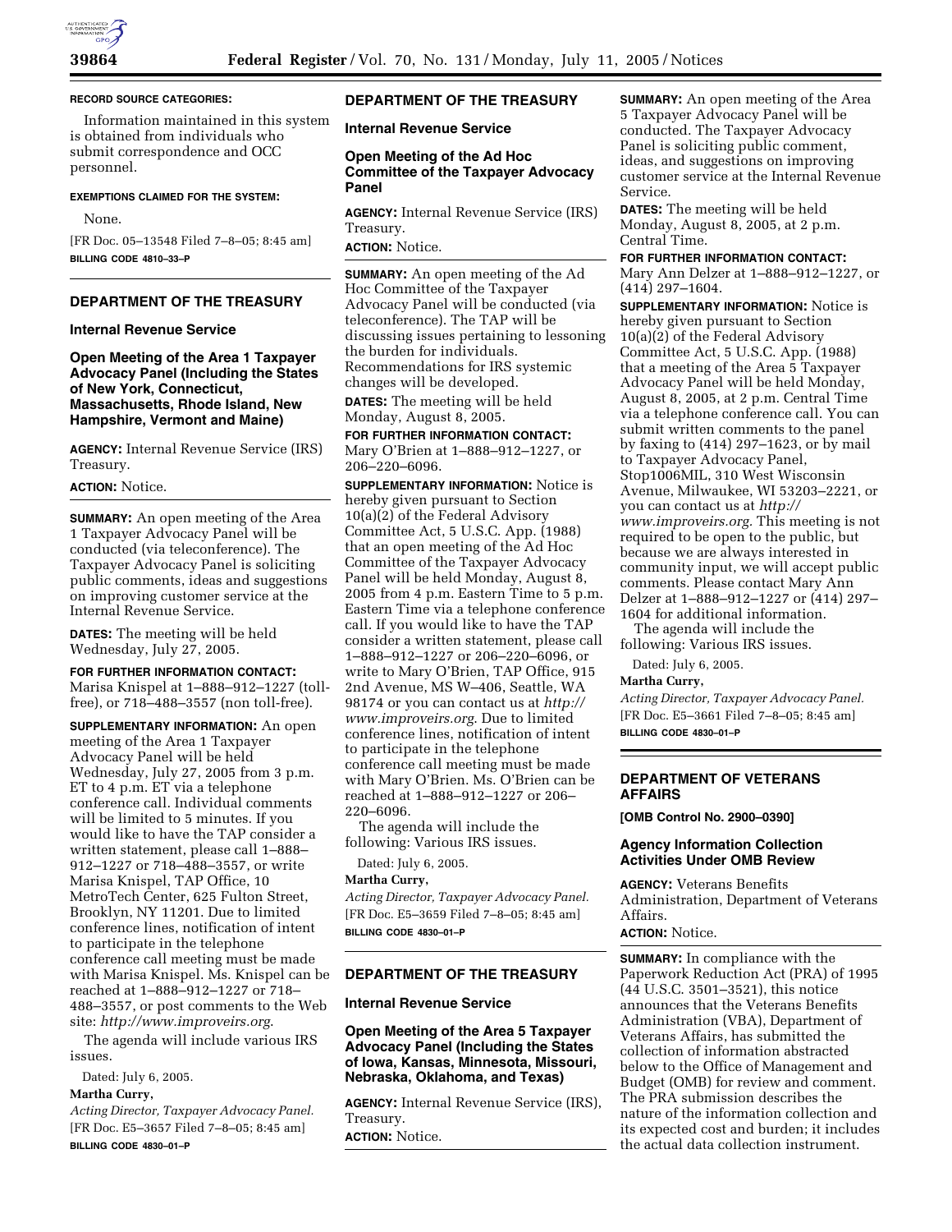**RECORD SOURCE CATEGORIES:**

Information maintained in this system is obtained from individuals who submit correspondence and OCC personnel.

**EXEMPTIONS CLAIMED FOR THE SYSTEM:**

None.

[FR Doc. 05–13548 Filed 7–8–05; 8:45 am]

**BILLING CODE 4810–33–P**

## DEPARTMENT OF THE TREASURY

### Internal Revenue Service

### Open Meeting of the Area 1 Taxpayer Advocacy Panel (Including the States of New York, Connecticut, Massachusetts, Rhode Island, New Hampshire, Vermont and Maine)

**AGENCY:** Internal Revenue Service (IRS) Treasury.

**ACTION:** Notice.

**SUMMARY:** An open meeting of the Area 1 Taxpayer Advocacy Panel will be conducted (via teleconference). The Taxpayer Advocacy Panel is soliciting public comments, ideas and suggestions on improving customer service at the Internal Revenue Service.

**DATES:** The meeting will be held Wednesday, July 27, 2005.

**FOR FURTHER INFORMATION CONTACT:** Marisa Knispel at 1–888–912–1227 (toll-free), or 718–488–3557 (non toll-free).

**SUPPLEMENTARY INFORMATION:** An open meeting of the Area 1 Taxpayer Advocacy Panel will be held Wednesday, July 27, 2005 from 3 p.m. ET to 4 p.m. ET via a telephone conference call. Individual comments will be limited to 5 minutes. If you would like to have the TAP consider a written statement, please call 1–888–912–1227 or 718–488–3557, or write Marisa Knispel, TAP Office, 10 MetroTech Center, 625 Fulton Street, Brooklyn, NY 11201. Due to limited conference lines, notification of intent to participate in the telephone conference call meeting must be made with Marisa Knispel. Ms. Knispel can be reached at 1–888–912–1227 or 718–488–3557, or post comments to the Web site: *http://www.improveirs.org.*

The agenda will include various IRS issues.

Dated: July 6, 2005.

**Martha Curry,**

*Acting Director, Taxpayer Advocacy Panel.*

[FR Doc. E5–3657 Filed 7–8–05; 8:45 am]

**BILLING CODE 4830–01–P**

## DEPARTMENT OF THE TREASURY

### Internal Revenue Service

### Open Meeting of the Ad Hoc Committee of the Taxpayer Advocacy Panel

**AGENCY:** Internal Revenue Service (IRS) Treasury.

**ACTION:** Notice.

**SUMMARY:** An open meeting of the Ad Hoc Committee of the Taxpayer Advocacy Panel will be conducted (via teleconference). The TAP will be discussing issues pertaining to lessoning the burden for individuals. Recommendations for IRS systemic changes will be developed.

**DATES:** The meeting will be held Monday, August 8, 2005.

**FOR FURTHER INFORMATION CONTACT:** Mary O'Brien at 1–888–912–1227, or 206–220–6096.

**SUPPLEMENTARY INFORMATION:** Notice is hereby given pursuant to Section 10(a)(2) of the Federal Advisory Committee Act, 5 U.S.C. App. (1988) that an open meeting of the Ad Hoc Committee of the Taxpayer Advocacy Panel will be held Monday, August 8, 2005 from 4 p.m. Eastern Time to 5 p.m. Eastern Time via a telephone conference call. If you would like to have the TAP consider a written statement, please call 1–888–912–1227 or 206–220–6096, or write to Mary O'Brien, TAP Office, 915 2nd Avenue, MS W–406, Seattle, WA 98174 or you can contact us at *http://www.improveirs.org*. Due to limited conference lines, notification of intent to participate in the telephone conference call meeting must be made with Mary O'Brien. Ms. O'Brien can be reached at 1–888–912–1227 or 206–220–6096.

The agenda will include the following: Various IRS issues.

Dated: July 6, 2005.

**Martha Curry,**

*Acting Director, Taxpayer Advocacy Panel.*

[FR Doc. E5–3659 Filed 7–8–05; 8:45 am]

**BILLING CODE 4830–01–P**

## DEPARTMENT OF THE TREASURY

### Internal Revenue Service

### Open Meeting of the Area 5 Taxpayer Advocacy Panel (Including the States of Iowa, Kansas, Minnesota, Missouri, Nebraska, Oklahoma, and Texas)

**AGENCY:** Internal Revenue Service (IRS), Treasury.

**ACTION:** Notice.

**SUMMARY:** An open meeting of the Area 5 Taxpayer Advocacy Panel will be conducted. The Taxpayer Advocacy Panel is soliciting public comment, ideas, and suggestions on improving customer service at the Internal Revenue Service.

**DATES:** The meeting will be held Monday, August 8, 2005, at 2 p.m. Central Time.

**FOR FURTHER INFORMATION CONTACT:** Mary Ann Delzer at 1–888–912–1227, or (414) 297–1604.

**SUPPLEMENTARY INFORMATION:** Notice is hereby given pursuant to Section 10(a)(2) of the Federal Advisory Committee Act, 5 U.S.C. App. (1988) that a meeting of the Area 5 Taxpayer Advocacy Panel will be held Monday, August 8, 2005, at 2 p.m. Central Time via a telephone conference call. You can submit written comments to the panel by faxing to (414) 297–1623, or by mail to Taxpayer Advocacy Panel, Stop1006MIL, 310 West Wisconsin Avenue, Milwaukee, WI 53203–2221, or you can contact us at *http://www.improveirs.org.* This meeting is not required to be open to the public, but because we are always interested in community input, we will accept public comments. Please contact Mary Ann Delzer at 1–888–912–1227 or (414) 297–1604 for additional information.

The agenda will include the following: Various IRS issues.

Dated: July 6, 2005.

**Martha Curry,**

*Acting Director, Taxpayer Advocacy Panel.*

[FR Doc. E5–3661 Filed 7–8–05; 8:45 am]

**BILLING CODE 4830–01–P**

## DEPARTMENT OF VETERANS AFFAIRS

**[OMB Control No. 2900–0390]**

### Agency Information Collection Activities Under OMB Review

**AGENCY:** Veterans Benefits Administration, Department of Veterans Affairs.

**ACTION:** Notice.

**SUMMARY:** In compliance with the Paperwork Reduction Act (PRA) of 1995 (44 U.S.C. 3501–3521), this notice announces that the Veterans Benefits Administration (VBA), Department of Veterans Affairs, has submitted the collection of information abstracted below to the Office of Management and Budget (OMB) for review and comment. The PRA submission describes the nature of the information collection and its expected cost and burden; it includes the actual data collection instrument.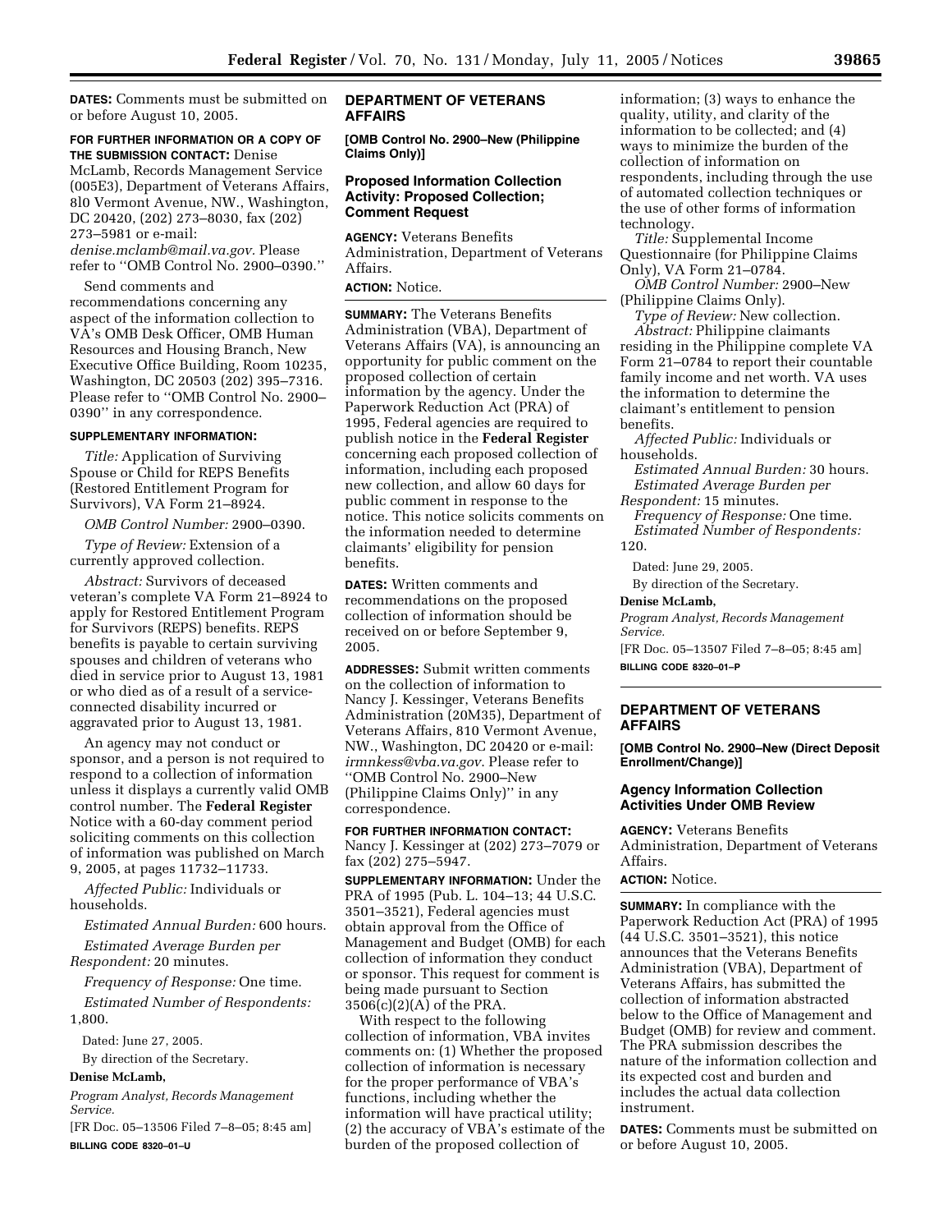**DATES:** Comments must be submitted on or before August 10, 2005.

**FOR FURTHER INFORMATION OR A COPY OF THE SUBMISSION CONTACT:** Denise McLamb, Records Management Service (005E3), Department of Veterans Affairs, 8l0 Vermont Avenue, NW., Washington, DC 20420, (202) 273–8030, fax (202) 273–5981 or e-mail: *denise.mclamb@mail.va.gov*. Please refer to ''OMB Control No. 2900–0390.''

Send comments and recommendations concerning any aspect of the information collection to VA's OMB Desk Officer, OMB Human Resources and Housing Branch, New Executive Office Building, Room 10235, Washington, DC 20503 (202) 395–7316. Please refer to ''OMB Control No. 2900–0390'' in any correspondence.

**SUPPLEMENTARY INFORMATION:**

*Title:* Application of Surviving Spouse or Child for REPS Benefits (Restored Entitlement Program for Survivors), VA Form 21–8924.

*OMB Control Number:* 2900–0390.

*Type of Review:* Extension of a currently approved collection.

*Abstract:* Survivors of deceased veteran's complete VA Form 21–8924 to apply for Restored Entitlement Program for Survivors (REPS) benefits. REPS benefits is payable to certain surviving spouses and children of veterans who died in service prior to August 13, 1981 or who died as of a result of a service-connected disability incurred or aggravated prior to August 13, 1981.

An agency may not conduct or sponsor, and a person is not required to respond to a collection of information unless it displays a currently valid OMB control number. The **Federal Register** Notice with a 60-day comment period soliciting comments on this collection of information was published on March 9, 2005, at pages 11732–11733.

*Affected Public:* Individuals or households.

*Estimated Annual Burden:* 600 hours.

*Estimated Average Burden per Respondent:* 20 minutes.

*Frequency of Response:* One time.

*Estimated Number of Respondents:* 1,800.

Dated: June 27, 2005.

By direction of the Secretary.

**Denise McLamb,**

*Program Analyst, Records Management Service.*

[FR Doc. 05–13506 Filed 7–8–05; 8:45 am]

**BILLING CODE 8320–01–U**

## DEPARTMENT OF VETERANS AFFAIRS

**[OMB Control No. 2900–New (Philippine Claims Only)]**

### Proposed Information Collection Activity: Proposed Collection; Comment Request

**AGENCY:** Veterans Benefits Administration, Department of Veterans Affairs.

**ACTION:** Notice.

**SUMMARY:** The Veterans Benefits Administration (VBA), Department of Veterans Affairs (VA), is announcing an opportunity for public comment on the proposed collection of certain information by the agency. Under the Paperwork Reduction Act (PRA) of 1995, Federal agencies are required to publish notice in the **Federal Register** concerning each proposed collection of information, including each proposed new collection, and allow 60 days for public comment in response to the notice. This notice solicits comments on the information needed to determine claimants' eligibility for pension benefits.

**DATES:** Written comments and recommendations on the proposed collection of information should be received on or before September 9, 2005.

**ADDRESSES:** Submit written comments on the collection of information to Nancy J. Kessinger, Veterans Benefits Administration (20M35), Department of Veterans Affairs, 810 Vermont Avenue, NW., Washington, DC 20420 or e-mail: *irmnkess@vba.va.gov*. Please refer to ''OMB Control No. 2900–New (Philippine Claims Only)'' in any correspondence.

**FOR FURTHER INFORMATION CONTACT:** Nancy J. Kessinger at (202) 273–7079 or fax (202) 275–5947.

**SUPPLEMENTARY INFORMATION:** Under the PRA of 1995 (Pub. L. 104–13; 44 U.S.C. 3501–3521), Federal agencies must obtain approval from the Office of Management and Budget (OMB) for each collection of information they conduct or sponsor. This request for comment is being made pursuant to Section 3506(c)(2)(A) of the PRA.

With respect to the following collection of information, VBA invites comments on: (1) Whether the proposed collection of information is necessary for the proper performance of VBA's functions, including whether the information will have practical utility; (2) the accuracy of VBA's estimate of the burden of the proposed collection of information; (3) ways to enhance the quality, utility, and clarity of the information to be collected; and (4) ways to minimize the burden of the collection of information on respondents, including through the use of automated collection techniques or the use of other forms of information technology.

*Title:* Supplemental Income Questionnaire (for Philippine Claims Only), VA Form 21–0784.

*OMB Control Number:* 2900–New (Philippine Claims Only).

*Type of Review:* New collection.

*Abstract:* Philippine claimants residing in the Philippine complete VA Form 21–0784 to report their countable family income and net worth. VA uses the information to determine the claimant's entitlement to pension benefits.

*Affected Public:* Individuals or households.

*Estimated Annual Burden:* 30 hours.

*Estimated Average Burden per Respondent:* 15 minutes.

*Frequency of Response:* One time.

*Estimated Number of Respondents:* 120.

Dated: June 29, 2005.

By direction of the Secretary.

**Denise McLamb,**

*Program Analyst, Records Management Service.*

[FR Doc. 05–13507 Filed 7–8–05; 8:45 am]

**BILLING CODE 8320–01–P**

## DEPARTMENT OF VETERANS AFFAIRS

**[OMB Control No. 2900–New (Direct Deposit Enrollment/Change)]**

### Agency Information Collection Activities Under OMB Review

**AGENCY:** Veterans Benefits Administration, Department of Veterans Affairs.

**ACTION:** Notice.

**SUMMARY:** In compliance with the Paperwork Reduction Act (PRA) of 1995 (44 U.S.C. 3501–3521), this notice announces that the Veterans Benefits Administration (VBA), Department of Veterans Affairs, has submitted the collection of information abstracted below to the Office of Management and Budget (OMB) for review and comment. The PRA submission describes the nature of the information collection and its expected cost and burden and includes the actual data collection instrument.

**DATES:** Comments must be submitted on or before August 10, 2005.